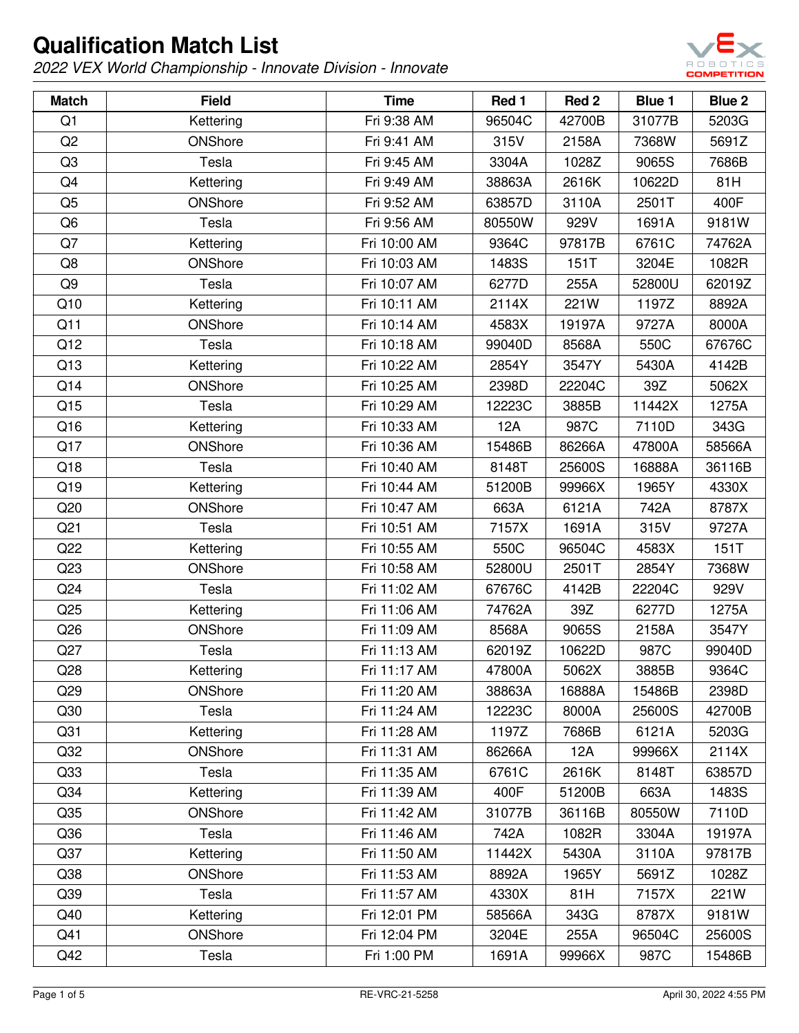# Qualification Match List

*2022 VEX World Championship - Innovate Division - Innovate*

| Match | Field | Time | Red 1 | Red 2 | Blue 1 | Blue 2 |
|---|---|---|---|---|---|---|
| Q1 | Kettering | Fri 9:38 AM | 96504C | 42700B | 31077B | 5203G |
| Q2 | ONShore | Fri 9:41 AM | 315V | 2158A | 7368W | 5691Z |
| Q3 | Tesla | Fri 9:45 AM | 3304A | 1028Z | 9065S | 7686B |
| Q4 | Kettering | Fri 9:49 AM | 38863A | 2616K | 10622D | 81H |
| Q5 | ONShore | Fri 9:52 AM | 63857D | 3110A | 2501T | 400F |
| Q6 | Tesla | Fri 9:56 AM | 80550W | 929V | 1691A | 9181W |
| Q7 | Kettering | Fri 10:00 AM | 9364C | 97817B | 6761C | 74762A |
| Q8 | ONShore | Fri 10:03 AM | 1483S | 151T | 3204E | 1082R |
| Q9 | Tesla | Fri 10:07 AM | 6277D | 255A | 52800U | 62019Z |
| Q10 | Kettering | Fri 10:11 AM | 2114X | 221W | 1197Z | 8892A |
| Q11 | ONShore | Fri 10:14 AM | 4583X | 19197A | 9727A | 8000A |
| Q12 | Tesla | Fri 10:18 AM | 99040D | 8568A | 550C | 67676C |
| Q13 | Kettering | Fri 10:22 AM | 2854Y | 3547Y | 5430A | 4142B |
| Q14 | ONShore | Fri 10:25 AM | 2398D | 22204C | 39Z | 5062X |
| Q15 | Tesla | Fri 10:29 AM | 12223C | 3885B | 11442X | 1275A |
| Q16 | Kettering | Fri 10:33 AM | 12A | 987C | 7110D | 343G |
| Q17 | ONShore | Fri 10:36 AM | 15486B | 86266A | 47800A | 58566A |
| Q18 | Tesla | Fri 10:40 AM | 8148T | 25600S | 16888A | 36116B |
| Q19 | Kettering | Fri 10:44 AM | 51200B | 99966X | 1965Y | 4330X |
| Q20 | ONShore | Fri 10:47 AM | 663A | 6121A | 742A | 8787X |
| Q21 | Tesla | Fri 10:51 AM | 7157X | 1691A | 315V | 9727A |
| Q22 | Kettering | Fri 10:55 AM | 550C | 96504C | 4583X | 151T |
| Q23 | ONShore | Fri 10:58 AM | 52800U | 2501T | 2854Y | 7368W |
| Q24 | Tesla | Fri 11:02 AM | 67676C | 4142B | 22204C | 929V |
| Q25 | Kettering | Fri 11:06 AM | 74762A | 39Z | 6277D | 1275A |
| Q26 | ONShore | Fri 11:09 AM | 8568A | 9065S | 2158A | 3547Y |
| Q27 | Tesla | Fri 11:13 AM | 62019Z | 10622D | 987C | 99040D |
| Q28 | Kettering | Fri 11:17 AM | 47800A | 5062X | 3885B | 9364C |
| Q29 | ONShore | Fri 11:20 AM | 38863A | 16888A | 15486B | 2398D |
| Q30 | Tesla | Fri 11:24 AM | 12223C | 8000A | 25600S | 42700B |
| Q31 | Kettering | Fri 11:28 AM | 1197Z | 7686B | 6121A | 5203G |
| Q32 | ONShore | Fri 11:31 AM | 86266A | 12A | 99966X | 2114X |
| Q33 | Tesla | Fri 11:35 AM | 6761C | 2616K | 8148T | 63857D |
| Q34 | Kettering | Fri 11:39 AM | 400F | 51200B | 663A | 1483S |
| Q35 | ONShore | Fri 11:42 AM | 31077B | 36116B | 80550W | 7110D |
| Q36 | Tesla | Fri 11:46 AM | 742A | 1082R | 3304A | 19197A |
| Q37 | Kettering | Fri 11:50 AM | 11442X | 5430A | 3110A | 97817B |
| Q38 | ONShore | Fri 11:53 AM | 8892A | 1965Y | 5691Z | 1028Z |
| Q39 | Tesla | Fri 11:57 AM | 4330X | 81H | 7157X | 221W |
| Q40 | Kettering | Fri 12:01 PM | 58566A | 343G | 8787X | 9181W |
| Q41 | ONShore | Fri 12:04 PM | 3204E | 255A | 96504C | 25600S |
| Q42 | Tesla | Fri 1:00 PM | 1691A | 99966X | 987C | 15486B |

RE-VRC-21-5258

April 30, 2022 4:55 PM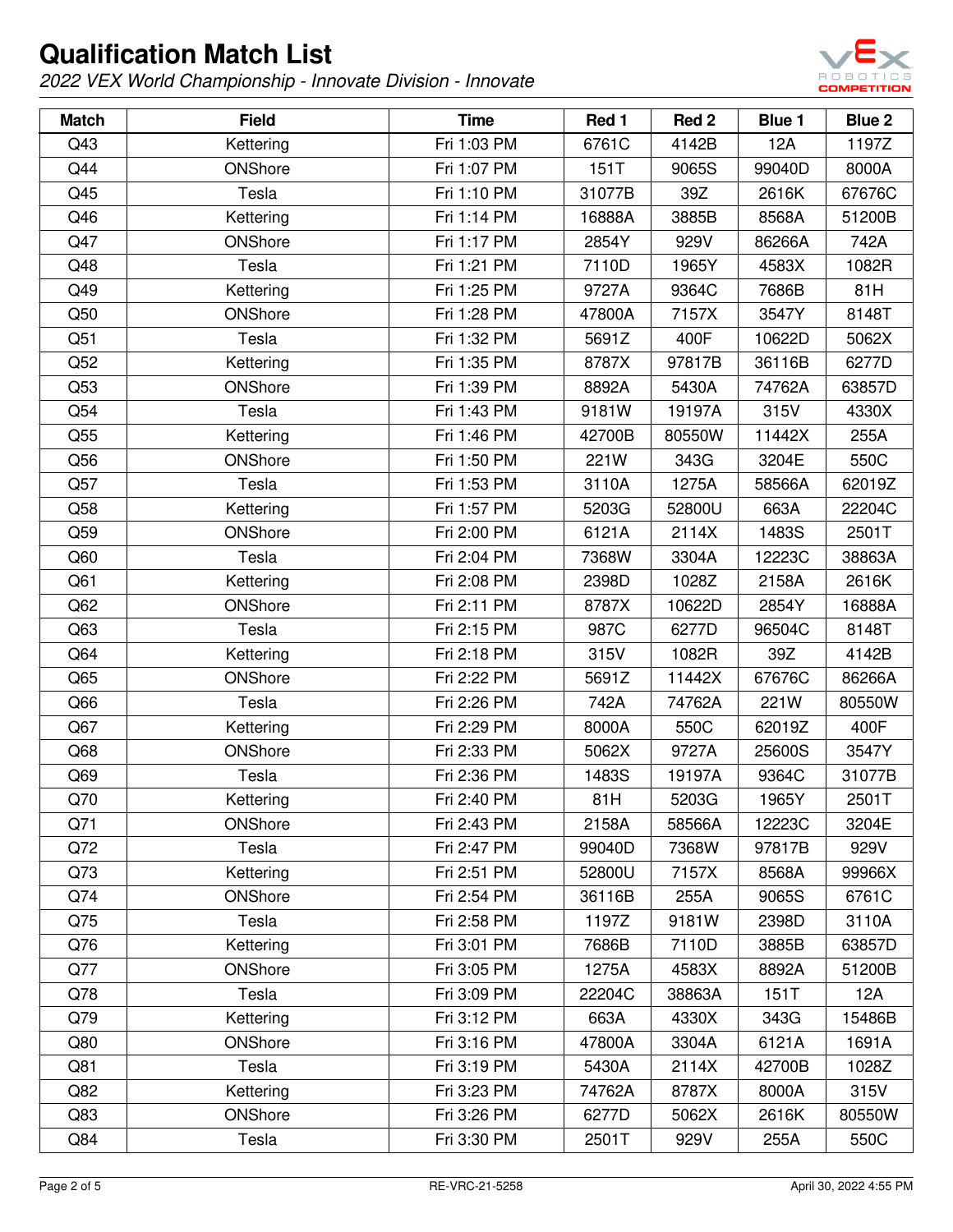# Qualification Match List

*2022 VEX World Championship - Innovate Division - Innovate*

| Match | Field | Time | Red 1 | Red 2 | Blue 1 | Blue 2 |
|---|---|---|---|---|---|---|
| Q43 | Kettering | Fri 1:03 PM | 6761C | 4142B | 12A | 1197Z |
| Q44 | ONShore | Fri 1:07 PM | 151T | 9065S | 99040D | 8000A |
| Q45 | Tesla | Fri 1:10 PM | 31077B | 39Z | 2616K | 67676C |
| Q46 | Kettering | Fri 1:14 PM | 16888A | 3885B | 8568A | 51200B |
| Q47 | ONShore | Fri 1:17 PM | 2854Y | 929V | 86266A | 742A |
| Q48 | Tesla | Fri 1:21 PM | 7110D | 1965Y | 4583X | 1082R |
| Q49 | Kettering | Fri 1:25 PM | 9727A | 9364C | 7686B | 81H |
| Q50 | ONShore | Fri 1:28 PM | 47800A | 7157X | 3547Y | 8148T |
| Q51 | Tesla | Fri 1:32 PM | 5691Z | 400F | 10622D | 5062X |
| Q52 | Kettering | Fri 1:35 PM | 8787X | 97817B | 36116B | 6277D |
| Q53 | ONShore | Fri 1:39 PM | 8892A | 5430A | 74762A | 63857D |
| Q54 | Tesla | Fri 1:43 PM | 9181W | 19197A | 315V | 4330X |
| Q55 | Kettering | Fri 1:46 PM | 42700B | 80550W | 11442X | 255A |
| Q56 | ONShore | Fri 1:50 PM | 221W | 343G | 3204E | 550C |
| Q57 | Tesla | Fri 1:53 PM | 3110A | 1275A | 58566A | 62019Z |
| Q58 | Kettering | Fri 1:57 PM | 5203G | 52800U | 663A | 22204C |
| Q59 | ONShore | Fri 2:00 PM | 6121A | 2114X | 1483S | 2501T |
| Q60 | Tesla | Fri 2:04 PM | 7368W | 3304A | 12223C | 38863A |
| Q61 | Kettering | Fri 2:08 PM | 2398D | 1028Z | 2158A | 2616K |
| Q62 | ONShore | Fri 2:11 PM | 8787X | 10622D | 2854Y | 16888A |
| Q63 | Tesla | Fri 2:15 PM | 987C | 6277D | 96504C | 8148T |
| Q64 | Kettering | Fri 2:18 PM | 315V | 1082R | 39Z | 4142B |
| Q65 | ONShore | Fri 2:22 PM | 5691Z | 11442X | 67676C | 86266A |
| Q66 | Tesla | Fri 2:26 PM | 742A | 74762A | 221W | 80550W |
| Q67 | Kettering | Fri 2:29 PM | 8000A | 550C | 62019Z | 400F |
| Q68 | ONShore | Fri 2:33 PM | 5062X | 9727A | 25600S | 3547Y |
| Q69 | Tesla | Fri 2:36 PM | 1483S | 19197A | 9364C | 31077B |
| Q70 | Kettering | Fri 2:40 PM | 81H | 5203G | 1965Y | 2501T |
| Q71 | ONShore | Fri 2:43 PM | 2158A | 58566A | 12223C | 3204E |
| Q72 | Tesla | Fri 2:47 PM | 99040D | 7368W | 97817B | 929V |
| Q73 | Kettering | Fri 2:51 PM | 52800U | 7157X | 8568A | 99966X |
| Q74 | ONShore | Fri 2:54 PM | 36116B | 255A | 9065S | 6761C |
| Q75 | Tesla | Fri 2:58 PM | 1197Z | 9181W | 2398D | 3110A |
| Q76 | Kettering | Fri 3:01 PM | 7686B | 7110D | 3885B | 63857D |
| Q77 | ONShore | Fri 3:05 PM | 1275A | 4583X | 8892A | 51200B |
| Q78 | Tesla | Fri 3:09 PM | 22204C | 38863A | 151T | 12A |
| Q79 | Kettering | Fri 3:12 PM | 663A | 4330X | 343G | 15486B |
| Q80 | ONShore | Fri 3:16 PM | 47800A | 3304A | 6121A | 1691A |
| Q81 | Tesla | Fri 3:19 PM | 5430A | 2114X | 42700B | 1028Z |
| Q82 | Kettering | Fri 3:23 PM | 74762A | 8787X | 8000A | 315V |
| Q83 | ONShore | Fri 3:26 PM | 6277D | 5062X | 2616K | 80550W |
| Q84 | Tesla | Fri 3:30 PM | 2501T | 929V | 255A | 550C |

RE-VRC-21-5258

April 30, 2022 4:55 PM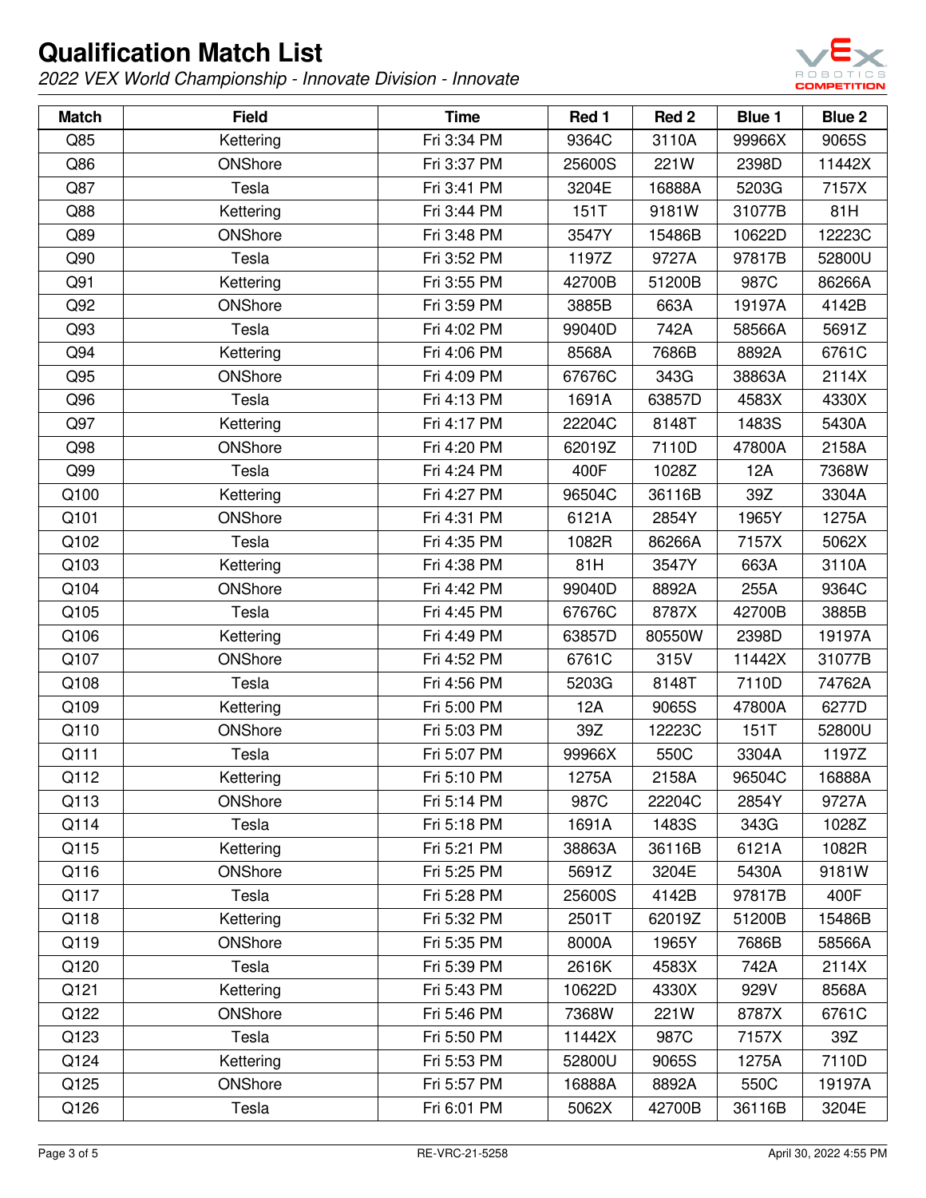# Qualification Match List

*2022 VEX World Championship - Innovate Division - Innovate*

| Match | Field | Time | Red 1 | Red 2 | Blue 1 | Blue 2 |
|---|---|---|---|---|---|---|
| Q85 | Kettering | Fri 3:34 PM | 9364C | 3110A | 99966X | 9065S |
| Q86 | ONShore | Fri 3:37 PM | 25600S | 221W | 2398D | 11442X |
| Q87 | Tesla | Fri 3:41 PM | 3204E | 16888A | 5203G | 7157X |
| Q88 | Kettering | Fri 3:44 PM | 151T | 9181W | 31077B | 81H |
| Q89 | ONShore | Fri 3:48 PM | 3547Y | 15486B | 10622D | 12223C |
| Q90 | Tesla | Fri 3:52 PM | 1197Z | 9727A | 97817B | 52800U |
| Q91 | Kettering | Fri 3:55 PM | 42700B | 51200B | 987C | 86266A |
| Q92 | ONShore | Fri 3:59 PM | 3885B | 663A | 19197A | 4142B |
| Q93 | Tesla | Fri 4:02 PM | 99040D | 742A | 58566A | 5691Z |
| Q94 | Kettering | Fri 4:06 PM | 8568A | 7686B | 8892A | 6761C |
| Q95 | ONShore | Fri 4:09 PM | 67676C | 343G | 38863A | 2114X |
| Q96 | Tesla | Fri 4:13 PM | 1691A | 63857D | 4583X | 4330X |
| Q97 | Kettering | Fri 4:17 PM | 22204C | 8148T | 1483S | 5430A |
| Q98 | ONShore | Fri 4:20 PM | 62019Z | 7110D | 47800A | 2158A |
| Q99 | Tesla | Fri 4:24 PM | 400F | 1028Z | 12A | 7368W |
| Q100 | Kettering | Fri 4:27 PM | 96504C | 36116B | 39Z | 3304A |
| Q101 | ONShore | Fri 4:31 PM | 6121A | 2854Y | 1965Y | 1275A |
| Q102 | Tesla | Fri 4:35 PM | 1082R | 86266A | 7157X | 5062X |
| Q103 | Kettering | Fri 4:38 PM | 81H | 3547Y | 663A | 3110A |
| Q104 | ONShore | Fri 4:42 PM | 99040D | 8892A | 255A | 9364C |
| Q105 | Tesla | Fri 4:45 PM | 67676C | 8787X | 42700B | 3885B |
| Q106 | Kettering | Fri 4:49 PM | 63857D | 80550W | 2398D | 19197A |
| Q107 | ONShore | Fri 4:52 PM | 6761C | 315V | 11442X | 31077B |
| Q108 | Tesla | Fri 4:56 PM | 5203G | 8148T | 7110D | 74762A |
| Q109 | Kettering | Fri 5:00 PM | 12A | 9065S | 47800A | 6277D |
| Q110 | ONShore | Fri 5:03 PM | 39Z | 12223C | 151T | 52800U |
| Q111 | Tesla | Fri 5:07 PM | 99966X | 550C | 3304A | 1197Z |
| Q112 | Kettering | Fri 5:10 PM | 1275A | 2158A | 96504C | 16888A |
| Q113 | ONShore | Fri 5:14 PM | 987C | 22204C | 2854Y | 9727A |
| Q114 | Tesla | Fri 5:18 PM | 1691A | 1483S | 343G | 1028Z |
| Q115 | Kettering | Fri 5:21 PM | 38863A | 36116B | 6121A | 1082R |
| Q116 | ONShore | Fri 5:25 PM | 5691Z | 3204E | 5430A | 9181W |
| Q117 | Tesla | Fri 5:28 PM | 25600S | 4142B | 97817B | 400F |
| Q118 | Kettering | Fri 5:32 PM | 2501T | 62019Z | 51200B | 15486B |
| Q119 | ONShore | Fri 5:35 PM | 8000A | 1965Y | 7686B | 58566A |
| Q120 | Tesla | Fri 5:39 PM | 2616K | 4583X | 742A | 2114X |
| Q121 | Kettering | Fri 5:43 PM | 10622D | 4330X | 929V | 8568A |
| Q122 | ONShore | Fri 5:46 PM | 7368W | 221W | 8787X | 6761C |
| Q123 | Tesla | Fri 5:50 PM | 11442X | 987C | 7157X | 39Z |
| Q124 | Kettering | Fri 5:53 PM | 52800U | 9065S | 1275A | 7110D |
| Q125 | ONShore | Fri 5:57 PM | 16888A | 8892A | 550C | 19197A |
| Q126 | Tesla | Fri 6:01 PM | 5062X | 42700B | 36116B | 3204E |

RE-VRC-21-5258

April 30, 2022 4:55 PM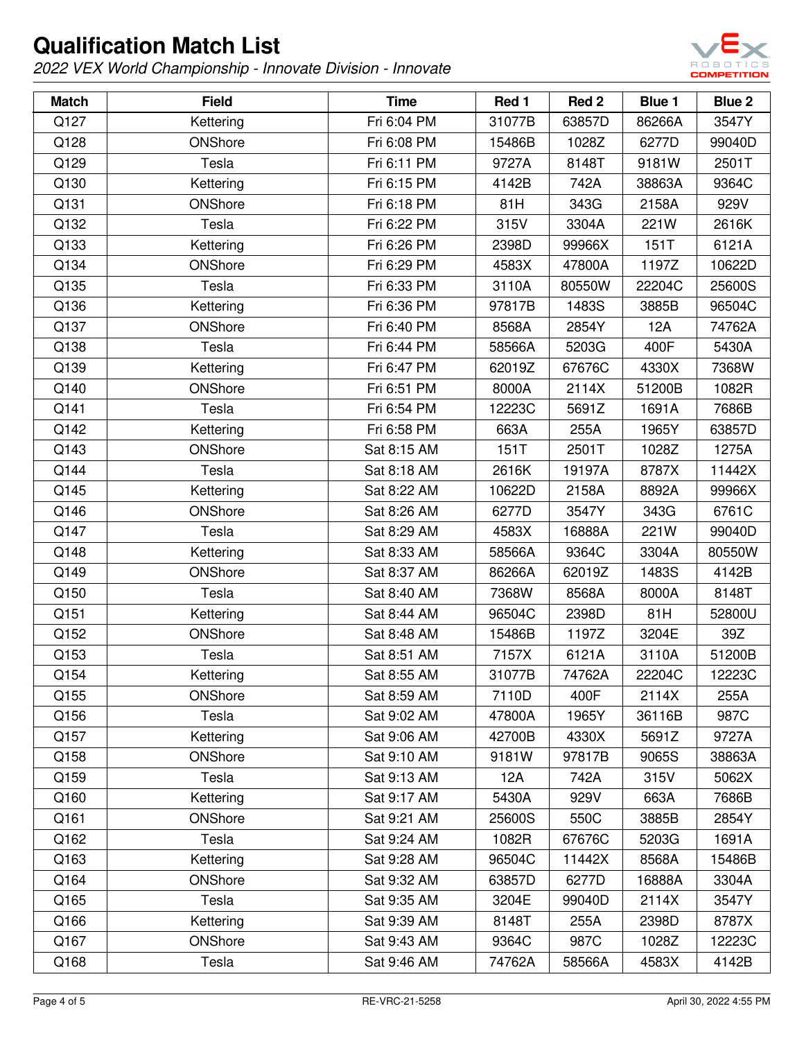# Qualification Match List

*2022 VEX World Championship - Innovate Division - Innovate*

| Match | Field | Time | Red 1 | Red 2 | Blue 1 | Blue 2 |
|---|---|---|---|---|---|---|
| Q127 | Kettering | Fri 6:04 PM | 31077B | 63857D | 86266A | 3547Y |
| Q128 | ONShore | Fri 6:08 PM | 15486B | 1028Z | 6277D | 99040D |
| Q129 | Tesla | Fri 6:11 PM | 9727A | 8148T | 9181W | 2501T |
| Q130 | Kettering | Fri 6:15 PM | 4142B | 742A | 38863A | 9364C |
| Q131 | ONShore | Fri 6:18 PM | 81H | 343G | 2158A | 929V |
| Q132 | Tesla | Fri 6:22 PM | 315V | 3304A | 221W | 2616K |
| Q133 | Kettering | Fri 6:26 PM | 2398D | 99966X | 151T | 6121A |
| Q134 | ONShore | Fri 6:29 PM | 4583X | 47800A | 1197Z | 10622D |
| Q135 | Tesla | Fri 6:33 PM | 3110A | 80550W | 22204C | 25600S |
| Q136 | Kettering | Fri 6:36 PM | 97817B | 1483S | 3885B | 96504C |
| Q137 | ONShore | Fri 6:40 PM | 8568A | 2854Y | 12A | 74762A |
| Q138 | Tesla | Fri 6:44 PM | 58566A | 5203G | 400F | 5430A |
| Q139 | Kettering | Fri 6:47 PM | 62019Z | 67676C | 4330X | 7368W |
| Q140 | ONShore | Fri 6:51 PM | 8000A | 2114X | 51200B | 1082R |
| Q141 | Tesla | Fri 6:54 PM | 12223C | 5691Z | 1691A | 7686B |
| Q142 | Kettering | Fri 6:58 PM | 663A | 255A | 1965Y | 63857D |
| Q143 | ONShore | Sat 8:15 AM | 151T | 2501T | 1028Z | 1275A |
| Q144 | Tesla | Sat 8:18 AM | 2616K | 19197A | 8787X | 11442X |
| Q145 | Kettering | Sat 8:22 AM | 10622D | 2158A | 8892A | 99966X |
| Q146 | ONShore | Sat 8:26 AM | 6277D | 3547Y | 343G | 6761C |
| Q147 | Tesla | Sat 8:29 AM | 4583X | 16888A | 221W | 99040D |
| Q148 | Kettering | Sat 8:33 AM | 58566A | 9364C | 3304A | 80550W |
| Q149 | ONShore | Sat 8:37 AM | 86266A | 62019Z | 1483S | 4142B |
| Q150 | Tesla | Sat 8:40 AM | 7368W | 8568A | 8000A | 8148T |
| Q151 | Kettering | Sat 8:44 AM | 96504C | 2398D | 81H | 52800U |
| Q152 | ONShore | Sat 8:48 AM | 15486B | 1197Z | 3204E | 39Z |
| Q153 | Tesla | Sat 8:51 AM | 7157X | 6121A | 3110A | 51200B |
| Q154 | Kettering | Sat 8:55 AM | 31077B | 74762A | 22204C | 12223C |
| Q155 | ONShore | Sat 8:59 AM | 7110D | 400F | 2114X | 255A |
| Q156 | Tesla | Sat 9:02 AM | 47800A | 1965Y | 36116B | 987C |
| Q157 | Kettering | Sat 9:06 AM | 42700B | 4330X | 5691Z | 9727A |
| Q158 | ONShore | Sat 9:10 AM | 9181W | 97817B | 9065S | 38863A |
| Q159 | Tesla | Sat 9:13 AM | 12A | 742A | 315V | 5062X |
| Q160 | Kettering | Sat 9:17 AM | 5430A | 929V | 663A | 7686B |
| Q161 | ONShore | Sat 9:21 AM | 25600S | 550C | 3885B | 2854Y |
| Q162 | Tesla | Sat 9:24 AM | 1082R | 67676C | 5203G | 1691A |
| Q163 | Kettering | Sat 9:28 AM | 96504C | 11442X | 8568A | 15486B |
| Q164 | ONShore | Sat 9:32 AM | 63857D | 6277D | 16888A | 3304A |
| Q165 | Tesla | Sat 9:35 AM | 3204E | 99040D | 2114X | 3547Y |
| Q166 | Kettering | Sat 9:39 AM | 8148T | 255A | 2398D | 8787X |
| Q167 | ONShore | Sat 9:43 AM | 9364C | 987C | 1028Z | 12223C |
| Q168 | Tesla | Sat 9:46 AM | 74762A | 58566A | 4583X | 4142B |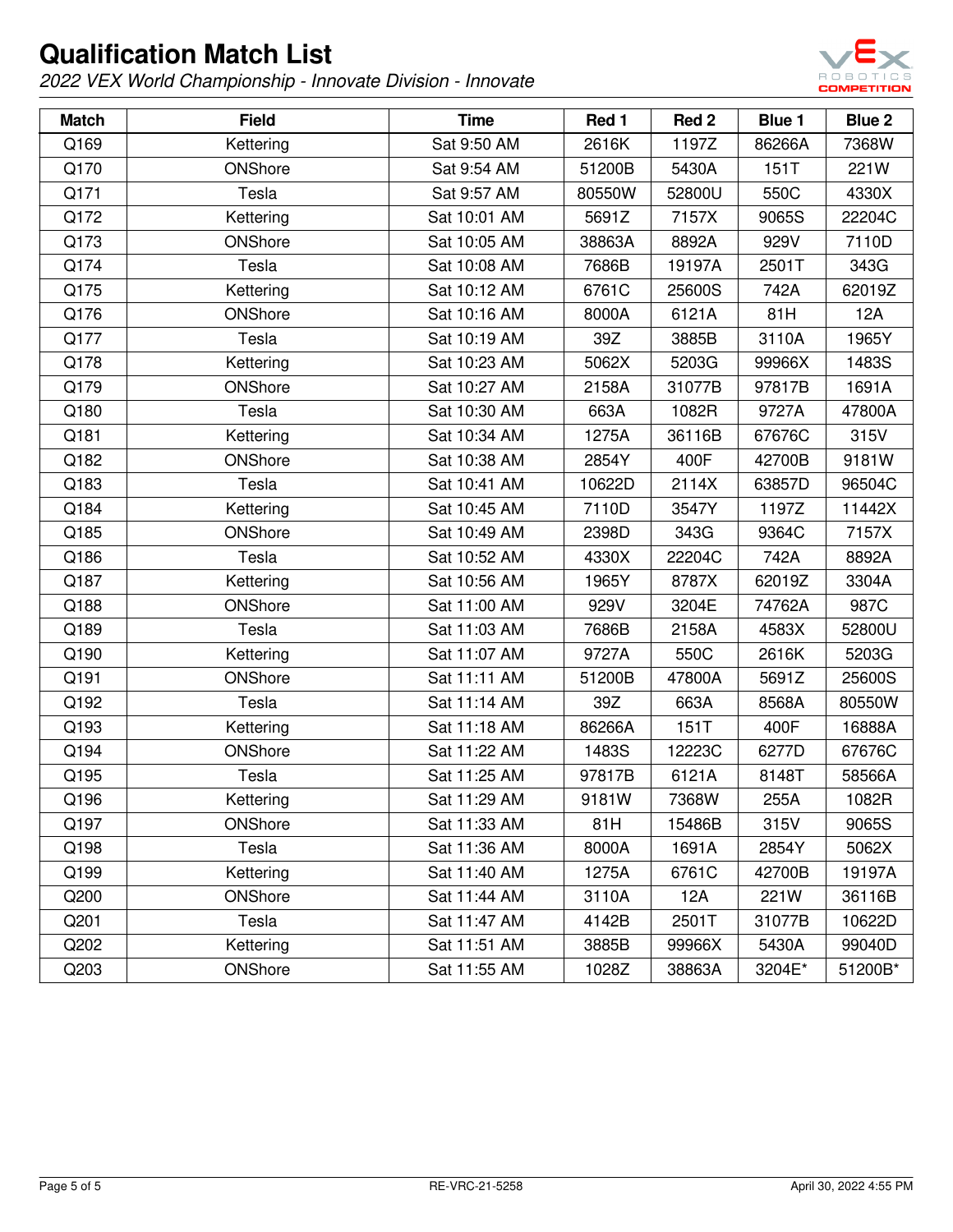# Qualification Match List

*2022 VEX World Championship - Innovate Division - Innovate*

| Match | Field | Time | Red 1 | Red 2 | Blue 1 | Blue 2 |
|---|---|---|---|---|---|---|
| Q169 | Kettering | Sat 9:50 AM | 2616K | 1197Z | 86266A | 7368W |
| Q170 | ONShore | Sat 9:54 AM | 51200B | 5430A | 151T | 221W |
| Q171 | Tesla | Sat 9:57 AM | 80550W | 52800U | 550C | 4330X |
| Q172 | Kettering | Sat 10:01 AM | 5691Z | 7157X | 9065S | 22204C |
| Q173 | ONShore | Sat 10:05 AM | 38863A | 8892A | 929V | 7110D |
| Q174 | Tesla | Sat 10:08 AM | 7686B | 19197A | 2501T | 343G |
| Q175 | Kettering | Sat 10:12 AM | 6761C | 25600S | 742A | 62019Z |
| Q176 | ONShore | Sat 10:16 AM | 8000A | 6121A | 81H | 12A |
| Q177 | Tesla | Sat 10:19 AM | 39Z | 3885B | 3110A | 1965Y |
| Q178 | Kettering | Sat 10:23 AM | 5062X | 5203G | 99966X | 1483S |
| Q179 | ONShore | Sat 10:27 AM | 2158A | 31077B | 97817B | 1691A |
| Q180 | Tesla | Sat 10:30 AM | 663A | 1082R | 9727A | 47800A |
| Q181 | Kettering | Sat 10:34 AM | 1275A | 36116B | 67676C | 315V |
| Q182 | ONShore | Sat 10:38 AM | 2854Y | 400F | 42700B | 9181W |
| Q183 | Tesla | Sat 10:41 AM | 10622D | 2114X | 63857D | 96504C |
| Q184 | Kettering | Sat 10:45 AM | 7110D | 3547Y | 1197Z | 11442X |
| Q185 | ONShore | Sat 10:49 AM | 2398D | 343G | 9364C | 7157X |
| Q186 | Tesla | Sat 10:52 AM | 4330X | 22204C | 742A | 8892A |
| Q187 | Kettering | Sat 10:56 AM | 1965Y | 8787X | 62019Z | 3304A |
| Q188 | ONShore | Sat 11:00 AM | 929V | 3204E | 74762A | 987C |
| Q189 | Tesla | Sat 11:03 AM | 7686B | 2158A | 4583X | 52800U |
| Q190 | Kettering | Sat 11:07 AM | 9727A | 550C | 2616K | 5203G |
| Q191 | ONShore | Sat 11:11 AM | 51200B | 47800A | 5691Z | 25600S |
| Q192 | Tesla | Sat 11:14 AM | 39Z | 663A | 8568A | 80550W |
| Q193 | Kettering | Sat 11:18 AM | 86266A | 151T | 400F | 16888A |
| Q194 | ONShore | Sat 11:22 AM | 1483S | 12223C | 6277D | 67676C |
| Q195 | Tesla | Sat 11:25 AM | 97817B | 6121A | 8148T | 58566A |
| Q196 | Kettering | Sat 11:29 AM | 9181W | 7368W | 255A | 1082R |
| Q197 | ONShore | Sat 11:33 AM | 81H | 15486B | 315V | 9065S |
| Q198 | Tesla | Sat 11:36 AM | 8000A | 1691A | 2854Y | 5062X |
| Q199 | Kettering | Sat 11:40 AM | 1275A | 6761C | 42700B | 19197A |
| Q200 | ONShore | Sat 11:44 AM | 3110A | 12A | 221W | 36116B |
| Q201 | Tesla | Sat 11:47 AM | 4142B | 2501T | 31077B | 10622D |
| Q202 | Kettering | Sat 11:51 AM | 3885B | 99966X | 5430A | 99040D |
| Q203 | ONShore | Sat 11:55 AM | 1028Z | 38863A | 3204E* | 51200B* |

RE-VRC-21-5258

April 30, 2022 4:55 PM